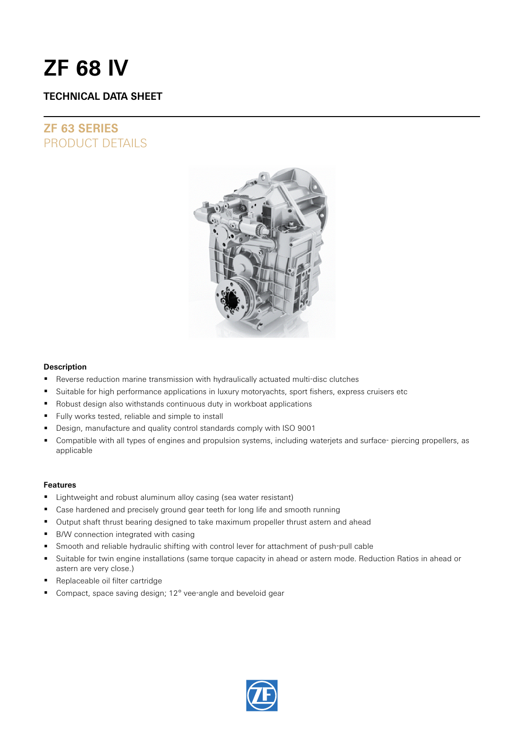# ZF 68 IV

## TECHNICAL DATA SHEET

## ZF 63 SERIES
PRODUCT DETAILS

### Description

- Reverse reduction marine transmission with hydraulically actuated multi-disc clutches
- Suitable for high performance applications in luxury motoryachts, sport fishers, express cruisers etc
- Robust design also withstands continuous duty in workboat applications
- Fully works tested, reliable and simple to install
- Design, manufacture and quality control standards comply with ISO 9001
- Compatible with all types of engines and propulsion systems, including waterjets and surface- piercing propellers, as applicable

### Features

- Lightweight and robust aluminum alloy casing (sea water resistant)
- Case hardened and precisely ground gear teeth for long life and smooth running
- Output shaft thrust bearing designed to take maximum propeller thrust astern and ahead
- B/W connection integrated with casing
- Smooth and reliable hydraulic shifting with control lever for attachment of push-pull cable
- Suitable for twin engine installations (same torque capacity in ahead or astern mode. Reduction Ratios in ahead or astern are very close.)
- Replaceable oil filter cartridge
- Compact, space saving design; 12° vee-angle and beveloid gear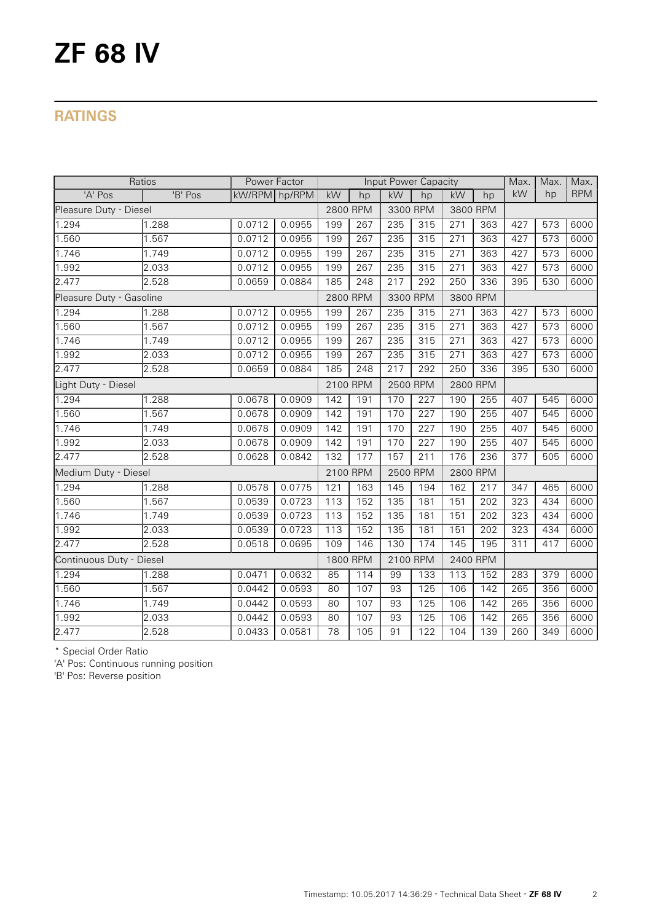# ZF 68 IV

## RATINGS

| Ratios | | Power Factor | | Input Power Capacity | | | | | | Max. | Max. | Max. |
|---|---|---|---|---|---|---|---|---|---|---|---|---|
| 'A' Pos | 'B' Pos | kW/RPM | hp/RPM | kW | hp | kW | hp | kW | hp | kW | hp | RPM |
| Pleasure Duty - Diesel | | | | 2800 RPM | | 3300 RPM | | 3800 RPM | | | | |
| 1.294 | 1.288 | 0.0712 | 0.0955 | 199 | 267 | 235 | 315 | 271 | 363 | 427 | 573 | 6000 |
| 1.560 | 1.567 | 0.0712 | 0.0955 | 199 | 267 | 235 | 315 | 271 | 363 | 427 | 573 | 6000 |
| 1.746 | 1.749 | 0.0712 | 0.0955 | 199 | 267 | 235 | 315 | 271 | 363 | 427 | 573 | 6000 |
| 1.992 | 2.033 | 0.0712 | 0.0955 | 199 | 267 | 235 | 315 | 271 | 363 | 427 | 573 | 6000 |
| 2.477 | 2.528 | 0.0659 | 0.0884 | 185 | 248 | 217 | 292 | 250 | 336 | 395 | 530 | 6000 |
| Pleasure Duty - Gasoline | | | | 2800 RPM | | 3300 RPM | | 3800 RPM | | | | |
| 1.294 | 1.288 | 0.0712 | 0.0955 | 199 | 267 | 235 | 315 | 271 | 363 | 427 | 573 | 6000 |
| 1.560 | 1.567 | 0.0712 | 0.0955 | 199 | 267 | 235 | 315 | 271 | 363 | 427 | 573 | 6000 |
| 1.746 | 1.749 | 0.0712 | 0.0955 | 199 | 267 | 235 | 315 | 271 | 363 | 427 | 573 | 6000 |
| 1.992 | 2.033 | 0.0712 | 0.0955 | 199 | 267 | 235 | 315 | 271 | 363 | 427 | 573 | 6000 |
| 2.477 | 2.528 | 0.0659 | 0.0884 | 185 | 248 | 217 | 292 | 250 | 336 | 395 | 530 | 6000 |
| Light Duty - Diesel | | | | 2100 RPM | | 2500 RPM | | 2800 RPM | | | | |
| 1.294 | 1.288 | 0.0678 | 0.0909 | 142 | 191 | 170 | 227 | 190 | 255 | 407 | 545 | 6000 |
| 1.560 | 1.567 | 0.0678 | 0.0909 | 142 | 191 | 170 | 227 | 190 | 255 | 407 | 545 | 6000 |
| 1.746 | 1.749 | 0.0678 | 0.0909 | 142 | 191 | 170 | 227 | 190 | 255 | 407 | 545 | 6000 |
| 1.992 | 2.033 | 0.0678 | 0.0909 | 142 | 191 | 170 | 227 | 190 | 255 | 407 | 545 | 6000 |
| 2.477 | 2.528 | 0.0628 | 0.0842 | 132 | 177 | 157 | 211 | 176 | 236 | 377 | 505 | 6000 |
| Medium Duty - Diesel | | | | 2100 RPM | | 2500 RPM | | 2800 RPM | | | | |
| 1.294 | 1.288 | 0.0578 | 0.0775 | 121 | 163 | 145 | 194 | 162 | 217 | 347 | 465 | 6000 |
| 1.560 | 1.567 | 0.0539 | 0.0723 | 113 | 152 | 135 | 181 | 151 | 202 | 323 | 434 | 6000 |
| 1.746 | 1.749 | 0.0539 | 0.0723 | 113 | 152 | 135 | 181 | 151 | 202 | 323 | 434 | 6000 |
| 1.992 | 2.033 | 0.0539 | 0.0723 | 113 | 152 | 135 | 181 | 151 | 202 | 323 | 434 | 6000 |
| 2.477 | 2.528 | 0.0518 | 0.0695 | 109 | 146 | 130 | 174 | 145 | 195 | 311 | 417 | 6000 |
| Continuous Duty - Diesel | | | | 1800 RPM | | 2100 RPM | | 2400 RPM | | | | |
| 1.294 | 1.288 | 0.0471 | 0.0632 | 85 | 114 | 99 | 133 | 113 | 152 | 283 | 379 | 6000 |
| 1.560 | 1.567 | 0.0442 | 0.0593 | 80 | 107 | 93 | 125 | 106 | 142 | 265 | 356 | 6000 |
| 1.746 | 1.749 | 0.0442 | 0.0593 | 80 | 107 | 93 | 125 | 106 | 142 | 265 | 356 | 6000 |
| 1.992 | 2.033 | 0.0442 | 0.0593 | 80 | 107 | 93 | 125 | 106 | 142 | 265 | 356 | 6000 |
| 2.477 | 2.528 | 0.0433 | 0.0581 | 78 | 105 | 91 | 122 | 104 | 139 | 260 | 349 | 6000 |

* Special Order Ratio

'A' Pos: Continuous running position

'B' Pos: Reverse position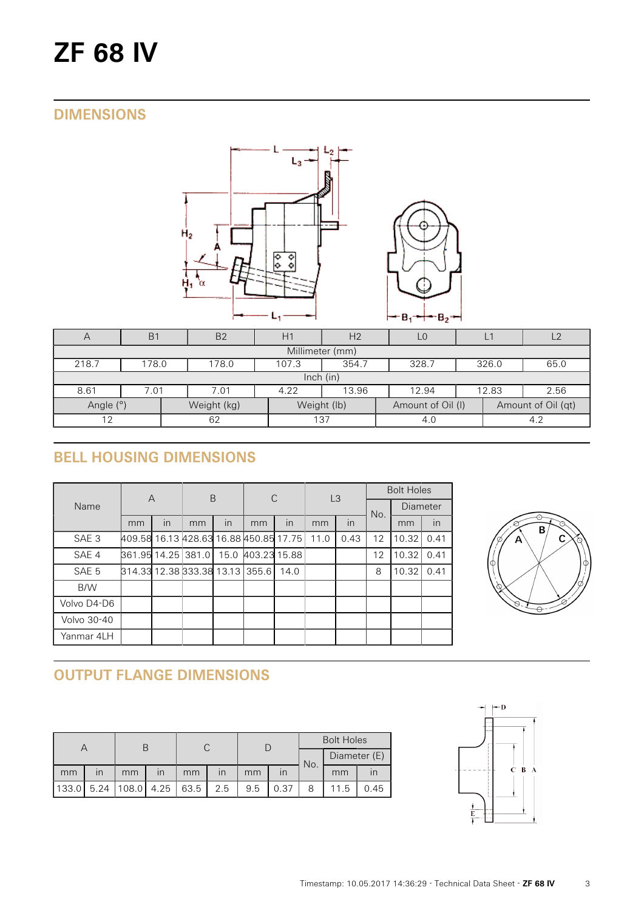# ZF 68 IV

## DIMENSIONS

| A | B1 | B2 | H1 | H2 | L0 | L1 | L2 |
|---|---|---|---|---|---|---|---|
| Millimeter (mm) | | | | | | | |
| 218.7 | 178.0 | 178.0 | 107.3 | 354.7 | 328.7 | 326.0 | 65.0 |
| Inch (in) | | | | | | | |
| 8.61 | 7.01 | 7.01 | 4.22 | 13.96 | 12.94 | 12.83 | 2.56 |

| Angle (°) | Weight (kg) | Weight (lb) | Amount of Oil (l) | Amount of Oil (qt) |
|---|---|---|---|---|
| 12 | 62 | 137 | 4.0 | 4.2 |

## BELL HOUSING DIMENSIONS

| Name | A | | B | | C | | L3 | | Bolt Holes | | |
|---|---|---|---|---|---|---|---|---|---|---|---|
| | | | | | | | | | No. | Diameter | |
| | mm | in | mm | in | mm | in | mm | in | | mm | in |
| SAE 3 | 409.58 | 16.13 | 428.63 | 16.88 | 450.85 | 17.75 | 11.0 | 0.43 | 12 | 10.32 | 0.41 |
| SAE 4 | 361.95 | 14.25 | 381.0 | 15.0 | 403.23 | 15.88 | | | 12 | 10.32 | 0.41 |
| SAE 5 | 314.33 | 12.38 | 333.38 | 13.13 | 355.6 | 14.0 | | | 8 | 10.32 | 0.41 |
| B/W | | | | | | | | | | | |
| Volvo D4-D6 | | | | | | | | | | | |
| Volvo 30-40 | | | | | | | | | | | |
| Yanmar 4LH | | | | | | | | | | | |

## OUTPUT FLANGE DIMENSIONS

| A | | B | | C | | D | | Bolt Holes | | |
|---|---|---|---|---|---|---|---|---|---|---|
| | | | | | | | | No. | Diameter (E) | |
| mm | in | mm | in | mm | in | mm | in | | mm | in |
| 133.0 | 5.24 | 108.0 | 4.25 | 63.5 | 2.5 | 9.5 | 0.37 | 8 | 11.5 | 0.45 |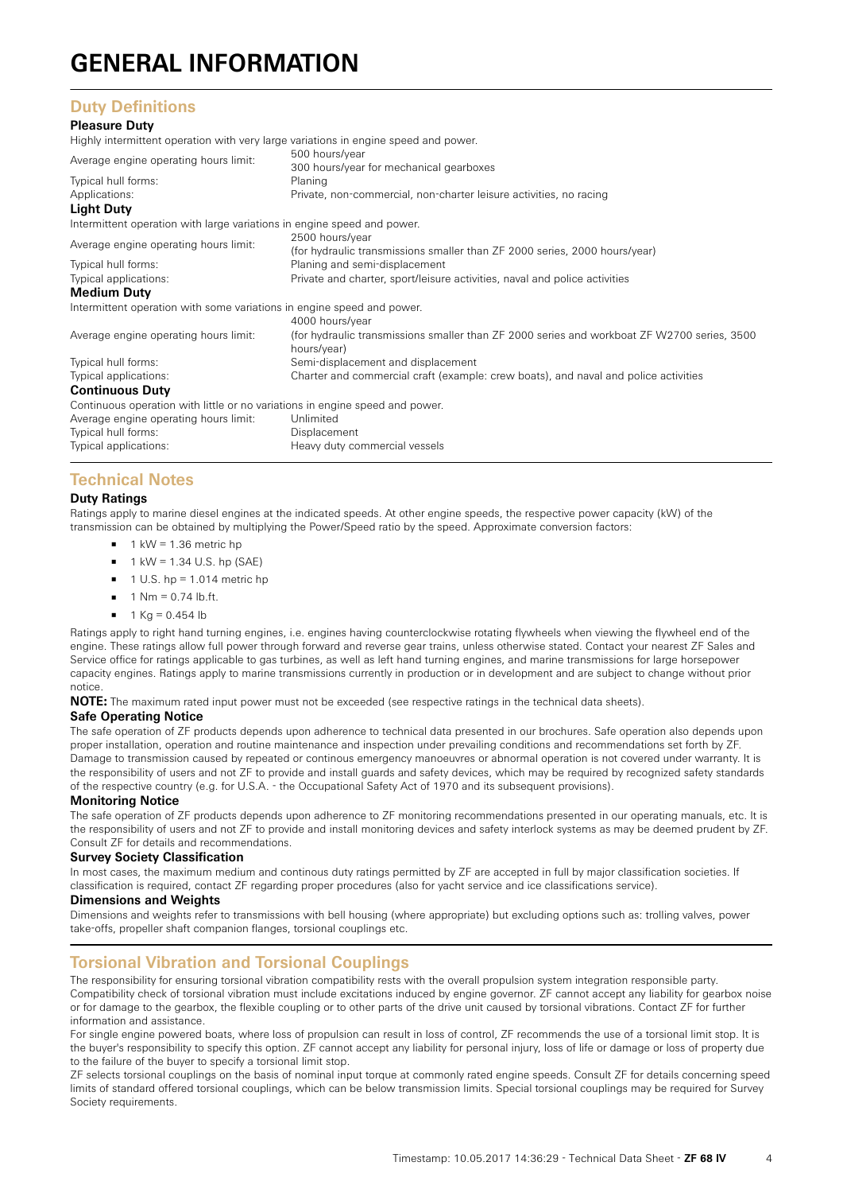# GENERAL INFORMATION

## Duty Definitions

### Pleasure Duty

Highly intermittent operation with very large variations in engine speed and power.

| | |
|---|---|
| Average engine operating hours limit: | 500 hours/year<br>300 hours/year for mechanical gearboxes |
| Typical hull forms: | Planing |
| Applications: | Private, non-commercial, non-charter leisure activities, no racing |

### Light Duty

Intermittent operation with large variations in engine speed and power.

| | |
|---|---|
| Average engine operating hours limit: | 2500 hours/year<br>(for hydraulic transmissions smaller than ZF 2000 series, 2000 hours/year) |
| Typical hull forms: | Planing and semi-displacement |
| Typical applications: | Private and charter, sport/leisure activities, naval and police activities |

### Medium Duty

Intermittent operation with some variations in engine speed and power.

| | |
|---|---|
| Average engine operating hours limit: | 4000 hours/year<br>(for hydraulic transmissions smaller than ZF 2000 series and workboat ZF W2700 series, 3500 hours/year) |
| Typical hull forms: | Semi-displacement and displacement |
| Typical applications: | Charter and commercial craft (example: crew boats), and naval and police activities |

### Continuous Duty

Continuous operation with little or no variations in engine speed and power.

| | |
|---|---|
| Average engine operating hours limit: | Unlimited |
| Typical hull forms: | Displacement |
| Typical applications: | Heavy duty commercial vessels |

## Technical Notes

### Duty Ratings

Ratings apply to marine diesel engines at the indicated speeds. At other engine speeds, the respective power capacity (kW) of the transmission can be obtained by multiplying the Power/Speed ratio by the speed. Approximate conversion factors:

- 1 kW = 1.36 metric hp
- 1 kW = 1.34 U.S. hp (SAE)
- 1 U.S. hp = 1.014 metric hp
- 1 Nm = 0.74 lb.ft.
- 1 Kg = 0.454 lb

Ratings apply to right hand turning engines, i.e. engines having counterclockwise rotating flywheels when viewing the flywheel end of the engine. These ratings allow full power through forward and reverse gear trains, unless otherwise stated. Contact your nearest ZF Sales and Service office for ratings applicable to gas turbines, as well as left hand turning engines, and marine transmissions for large horsepower capacity engines. Ratings apply to marine transmissions currently in production or in development and are subject to change without prior notice.

**NOTE:** The maximum rated input power must not be exceeded (see respective ratings in the technical data sheets).

### Safe Operating Notice

The safe operation of ZF products depends upon adherence to technical data presented in our brochures. Safe operation also depends upon proper installation, operation and routine maintenance and inspection under prevailing conditions and recommendations set forth by ZF. Damage to transmission caused by repeated or continous emergency manoeuvres or abnormal operation is not covered under warranty. It is the responsibility of users and not ZF to provide and install guards and safety devices, which may be required by recognized safety standards of the respective country (e.g. for U.S.A. - the Occupational Safety Act of 1970 and its subsequent provisions).

### Monitoring Notice

The safe operation of ZF products depends upon adherence to ZF monitoring recommendations presented in our operating manuals, etc. It is the responsibility of users and not ZF to provide and install monitoring devices and safety interlock systems as may be deemed prudent by ZF. Consult ZF for details and recommendations.

### Survey Society Classification

In most cases, the maximum medium and continous duty ratings permitted by ZF are accepted in full by major classification societies. If classification is required, contact ZF regarding proper procedures (also for yacht service and ice classifications service).

### Dimensions and Weights

Dimensions and weights refer to transmissions with bell housing (where appropriate) but excluding options such as: trolling valves, power take-offs, propeller shaft companion flanges, torsional couplings etc.

## Torsional Vibration and Torsional Couplings

The responsibility for ensuring torsional vibration compatibility rests with the overall propulsion system integration responsible party. Compatibility check of torsional vibration must include excitations induced by engine governor. ZF cannot accept any liability for gearbox noise or for damage to the gearbox, the flexible coupling or to other parts of the drive unit caused by torsional vibrations. Contact ZF for further information and assistance.

For single engine powered boats, where loss of propulsion can result in loss of control, ZF recommends the use of a torsional limit stop. It is the buyer's responsibility to specify this option. ZF cannot accept any liability for personal injury, loss of life or damage or loss of property due to the failure of the buyer to specify a torsional limit stop.

ZF selects torsional couplings on the basis of nominal input torque at commonly rated engine speeds. Consult ZF for details concerning speed limits of standard offered torsional couplings, which can be below transmission limits. Special torsional couplings may be required for Survey Society requirements.